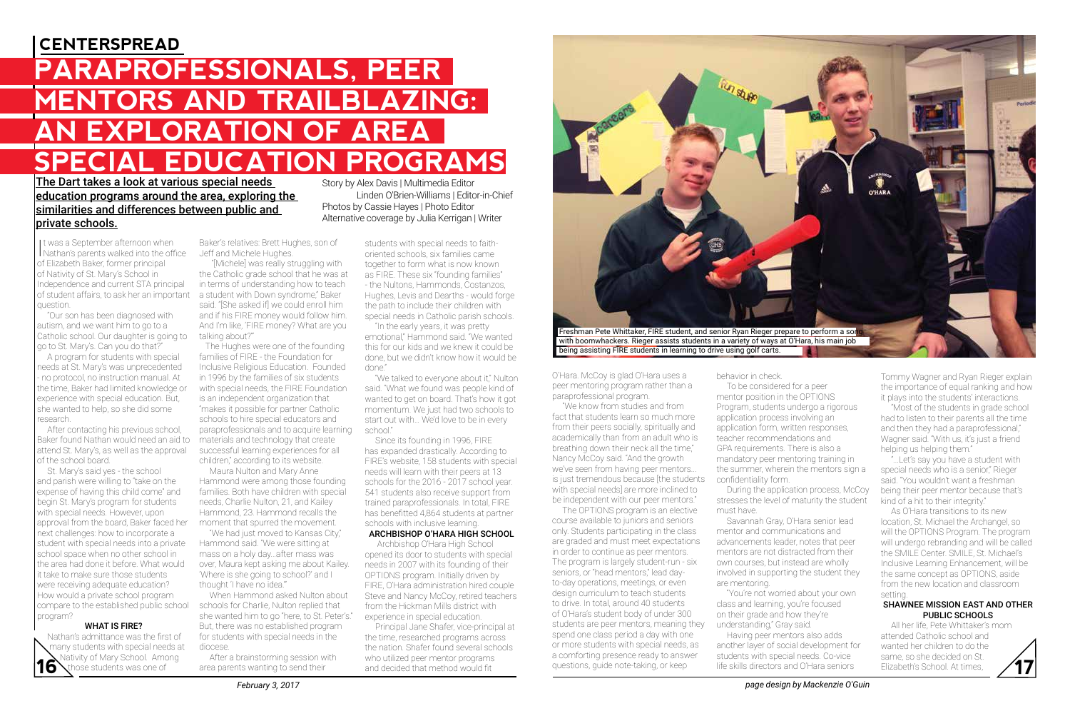# PARAPROFESSIONALS, PEER MENTORS AND TRAILBLAZING: AN EXPLORATION OF AREA SPECIAL EDUCATION PROGRAMS

**The Dart takes a look at various special needs education programs around the area, exploring the similarities and differences between public and private schools.**

Story by Alex Davis | Multimedia Editor
Linden O'Brien-Williams | Editor-in-Chief
Photos by Cassie Hayes | Photo Editor
Alternative coverage by Julia Kerrigan | Writer

It was a September afternoon when Nathan's parents walked into the office of Elizabeth Baker, former principal of Nativity of St. Mary's School in Independence and current STA principal of student affairs, to ask her an important question.

"Our son has been diagnosed with autism, and we want him to go to a Catholic school. Our daughter is going to go to St. Mary's. Can you do that?"

A program for students with special needs at St. Mary's was unprecedented - no protocol, no instruction manual. At the time, Baker had limited knowledge or experience with special education. But, she wanted to help, so she did some research.

After contacting his previous school, Baker found Nathan would need an aid to attend St. Mary's, as well as the approval of the school board.

St. Mary's said yes - the school and parish were willing to "take on the expense of having this child come" and begin St. Mary's program for students with special needs. However, upon approval from the board, Baker faced her next challenges: how to incorporate a student with special needs into a private school space when no other school in the area had done it before. What would it take to make sure those students were receiving adequate education? How would a private school program compare to the established public school program?

### WHAT IS FIRE?

Nathan's admittance was the first of many students with special needs at Nativity of Mary School. Among those students was one of Baker's relatives: Brett Hughes, son of Jeff and Michele Hughes.

"[Michele] was really struggling with the Catholic grade school that he was at in terms of understanding how to teach a student with Down syndrome," Baker said. "[She asked if] we could enroll him and if his FIRE money would follow him. And I'm like, 'FIRE money? What are you talking about?'"

The Hughes were one of the founding families of FIRE - the Foundation for Inclusive Religious Education. Founded in 1996 by the families of six students with special needs, the FIRE Foundation is an independent organization that "makes it possible for partner Catholic schools to hire special educators and paraprofessionals and to acquire learning materials and technology that create successful learning experiences for all children," according to its website.

Maura Nulton and Mary Anne Hammond were among those founding families. Both have children with special needs, Charlie Nulton, 21, and Kailey Hammond, 23. Hammond recalls the moment that spurred the movement.

"We had just moved to Kansas City," Hammond said. "We were sitting at mass on a holy day...after mass was over, Maura kept asking me about Kailey. 'Where is she going to school?' and I thought 'I have no idea.'"

When Hammond asked Nulton about schools for Charlie, Nulton replied that she wanted him to go "here, to St. Peter's." But, there was no established program for students with special needs in the diocese.

After a brainstorming session with area parents wanting to send their students with special needs to faith-oriented schools, six families came together to form what is now known as FIRE. These six "founding families" - the Nultons, Hammonds, Costanzos, Hughes, Levis and Dearths - would forge the path to include their children with special needs in Catholic parish schools.

"In the early years, it was pretty emotional," Hammond said. "We wanted this for our kids and we knew it could be done, but we didn't know how it would be done."

"We talked to everyone about it," Nulton said. "What we found was people kind of wanted to get on board. That's how it got momentum. We just had two schools to start out with... We'd love to be in every school."

Since its founding in 1996, FIRE has expanded drastically. According to FIRE's website, 158 students with special needs will learn with their peers at 13 schools for the 2016 - 2017 school year. 541 students also receive support from trained paraprofessionals. In total, FIRE has benefitted 4,864 students at partner schools with inclusive learning.

### ARCHBISHOP O'HARA HIGH SCHOOL

Archbishop O'Hara High School opened its door to students with special needs in 2007 with its founding of their OPTIONS program. Initially driven by FIRE, O'Hara administration hired couple Steve and Nancy McCoy, retired teachers from the Hickman Mills district with experience in special education.

Principal Jane Shafer, vice-principal at the time, researched programs across the nation. Shafer found several schools who utilized peer mentor programs and decided that method would fit O'Hara. McCoy is glad O'Hara uses a peer mentoring program rather than a paraprofessional program.

"We know from studies and from fact that students learn so much more from their peers socially, spiritually and academically than from an adult who is breathing down their neck all the time," Nancy McCoy said. "And the growth we've seen from having peer mentors... is just tremendous because [the students with special needs] are more inclined to be independent with our peer mentors."

The OPTIONS program is an elective course available to juniors and seniors only. Students participating in the class are graded and must meet expectations in order to continue as peer mentors. The program is largely student-run - six seniors, or "head mentors," lead day-to-day operations, meetings, or even design curriculum to teach students to drive. In total, around 40 students of O'Hara's student body of under 300 students are peer mentors, meaning they spend one class period a day with one or more students with special needs, as a comforting presence ready to answer questions, guide note-taking, or keep behavior in check.

To be considered for a peer mentor position in the OPTIONS Program, students undergo a rigorous application process involving an application form, written responses, teacher recommendations and GPA requirements. There is also a mandatory peer mentoring training in the summer, wherein the mentors sign a confidentiality form.

During the application process, McCoy stresses the level of maturity the student must have.

Savannah Gray, O'Hara senior lead mentor and communications and advancements leader, notes that peer mentors are not distracted from their own courses, but instead are wholly involved in supporting the student they are mentoring.

"You're not worried about your own class and learning, you're focused on their grade and how they're understanding," Gray said.

Having peer mentors also adds another layer of social development for students with special needs. Co-vice life skills directors and O'Hara seniors Tommy Wagner and Ryan Rieger explain the importance of equal ranking and how it plays into the students' interactions.

"Most of the students in grade school had to listen to their parents all the time and then they had a paraprofessional," Wagner said. "With us, it's just a friend helping us helping them."

"...Let's say you have a student with special needs who is a senior," Rieger said. "You wouldn't want a freshman being their peer mentor because that's kind of a hit to their integrity."

As O'Hara transitions to its new location, St. Michael the Archangel, so will the OPTIONS Program. The program will undergo rebranding and will be called the SMILE Center. SMILE, St. Michael's Inclusive Learning Enhancement, will be the same concept as OPTIONS, aside from the new location and classroom setting.

Freshman Pete Whittaker, FIRE student, and senior Ryan Rieger prepare to perform a song with boomwhackers. Rieger assists students in a variety of ways at O'Hara, his main job being assisting FIRE students in learning to drive using golf carts.

### SHAWNEE MISSION EAST AND OTHER PUBLIC SCHOOLS

All her life, Pete Whittaker's mom attended Catholic school and wanted her children to do the same, so she decided on St. Elizabeth's School. At times,

*page design by Mackenzie O'Guin*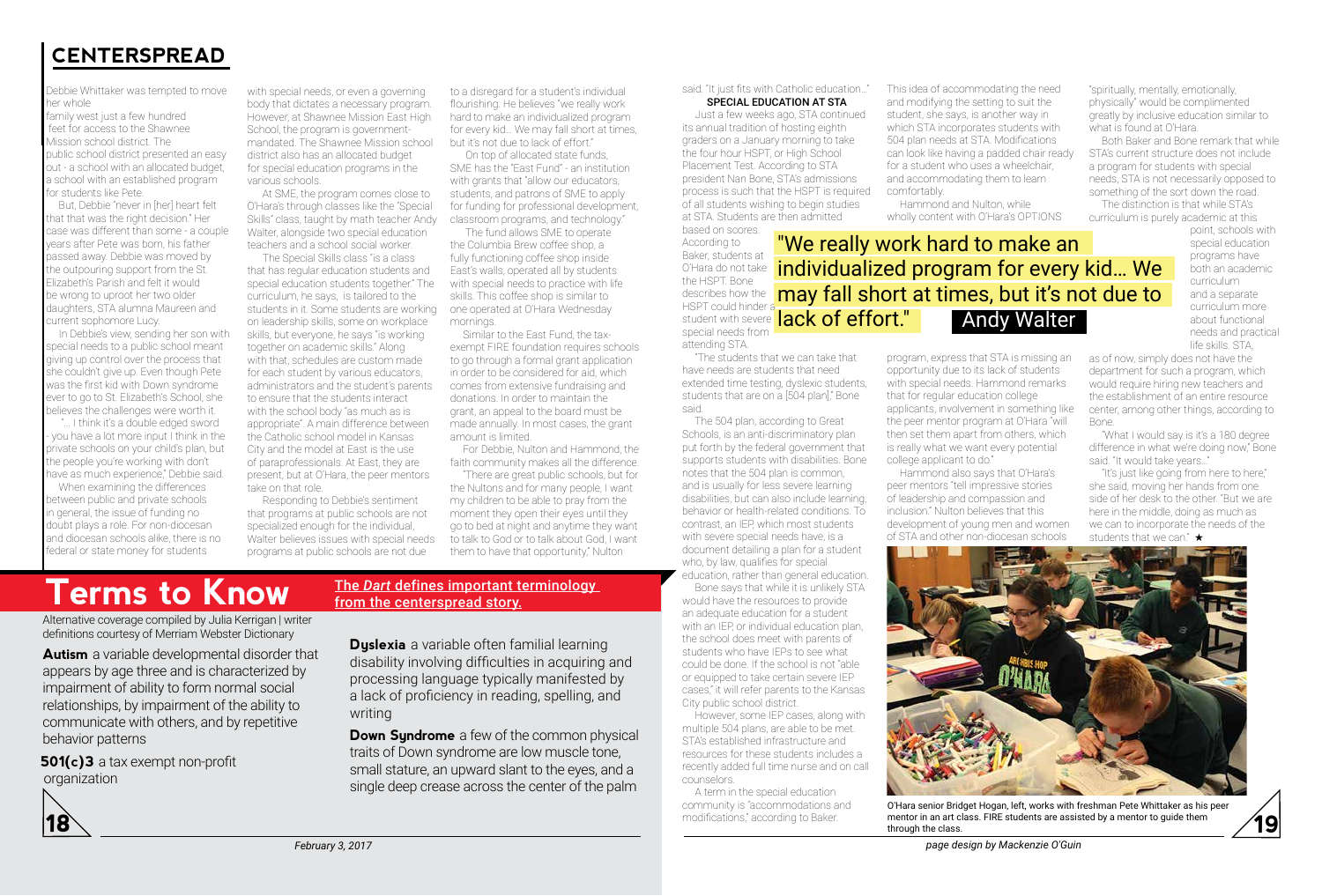## CENTERSPREAD

Debbie Whittaker was tempted to move her whole family west just a few hundred feet for access to the Shawnee Mission school district. The public school district presented an easy out - a school with an allocated budget, a school with an established program for students like Pete.

But, Debbie "never in [her] heart felt that that was the right decision." Her case was different than some - a couple years after Pete was born, his father passed away. Debbie was moved by the outpouring support from the St. Elizabeth's Parish and felt it would be wrong to uproot her two older daughters, STA alumna Maureen and current sophomore Lucy.

In Debbie's view, sending her son with special needs to a public school meant giving up control over the process that she couldn't give up. Even though Pete was the first kid with Down syndrome ever to go to St. Elizabeth's School, she believes the challenges were worth it.

"... I think it's a double edged sword - you have a lot more input I think in the private schools on your child's plan, but the people you're working with don't have as much experience," Debbie said.

When examining the differences between public and private schools in general, the issue of funding no doubt plays a role. For non-diocesan and diocesan schools alike, there is no federal or state money for students with special needs, or even a governing body that dictates a necessary program. However, at Shawnee Mission East High School, the program is government-mandated. The Shawnee Mission school district also has an allocated budget for special education programs in the various schools.

At SME, the program comes close to O'Hara's through classes like the "Special Skills" class, taught by math teacher Andy Walter, alongside two special education teachers and a school social worker.

The Special Skills class "is a class that has regular education students and special education students together." The curriculum, he says, is tailored to the students in it. Some students are working on leadership skills, some on workplace skills, but everyone, he says "is working together on academic skills." Along with that, schedules are custom made for each student by various educators, administrators and the student's parents to ensure that the students interact with the school body "as much as is appropriate". A main difference between the Catholic school model in Kansas City and the model at East is the use of paraprofessionals. At East, they are present, but at O'Hara, the peer mentors take on that role.

Responding to Debbie's sentiment that programs at public schools are not specialized enough for the individual, Walter believes issues with special needs programs at public schools are not due to a disregard for a student's individual flourishing. He believes "we really work hard to make an individualized program for every kid... We may fall short at times, but it's not due to lack of effort."

On top of allocated state funds, SME has the "East Fund" - an institution with grants that "allow our educators, students, and patrons of SME to apply for funding for professional development, classroom programs, and technology."

The fund allows SME to operate the Columbia Brew coffee shop, a fully functioning coffee shop inside East's walls, operated all by students with special needs to practice with life skills. This coffee shop is similar to one operated at O'Hara Wednesday mornings.

Similar to the East Fund, the tax-exempt FIRE foundation requires schools to go through a formal grant application in order to be considered for aid, which comes from extensive fundraising and donations. In order to maintain the grant, an appeal to the board must be made annually. In most cases, the grant amount is limited.

For Debbie, Nulton and Hammond, the faith community makes all the difference.

"There are great public schools, but for the Nultons and for many people, I want my children to be able to pray from the moment they open their eyes until they go to bed at night and anytime they want to talk to God or to talk about God, I want them to have that opportunity," Nulton said. "It just fits with Catholic education..."

### SPECIAL EDUCATION AT STA

Just a few weeks ago, STA continued its annual tradition of hosting eighth graders on a January morning to take the four hour HSPT, or High School Placement Test. According to STA president Nan Bone, STA's admissions process is such that the HSPT is required of all students wishing to begin studies at STA. Students are then admitted based on scores. According to Baker, students at O'Hara do not take the HSPT. Bone describes how the HSPT could hinder a student with severe special needs from attending STA.

"The students that we can take that have needs are students that need extended time testing, dyslexic students, students that are on a [504 plan]," Bone said.

The 504 plan, according to Great Schools, is an anti-discriminatory plan put forth by the federal government that supports students with disabilities. Bone notes that the 504 plan is common, and is usually for less severe learning disabilities, but can also include learning, behavior or health-related conditions. To contrast, an IEP, which most students with severe special needs have, is a document detailing a plan for a student who, by law, qualifies for special education, rather than general education.

Bone says that while it is unlikely STA would have the resources to provide an adequate education for a student with an IEP, or individual education plan, the school does meet with parents of students who have IEPs to see what could be done. If the school is not "able or equipped to take certain severe IEP cases," it will refer parents to the Kansas City public school district.

However, some IEP cases, along with multiple 504 plans, are able to be met. STA's established infrastructure and resources for these students includes a recently added full time nurse and on call counselors.

A term in the special education community is "accommodations and modifications," according to Baker. This idea of accommodating the need and modifying the setting to suit the student, she says, is another way in which STA incorporates students with 504 plan needs at STA. Modifications can look like having a padded chair ready for a student who uses a wheelchair, and accommodating them to learn comfortably.

Hammond and Nulton, while wholly content with O'Hara's OPTIONS program, express that STA is missing an opportunity due to its lack of students with special needs. Hammond remarks that for regular education college applicants, involvement in something like the peer mentor program at O'Hara "will then set them apart from others, which is really what we want every potential college applicant to do."

Hammond also says that O'Hara's peer mentors "tell impressive stories of leadership and compassion and inclusion." Nulton believes that this development of young men and women of STA and other non-diocesan schools "spiritually, mentally, emotionally, physically" would be complimented greatly by inclusive education similar to what is found at O'Hara.

Both Baker and Bone remark that while STA's current structure does not include a program for students with special needs, STA is not necessarily opposed to something of the sort down the road.

The distinction is that while STA's curriculum is purely academic at this point, schools with special education programs have both an academic curriculum and a separate curriculum more about functional needs and practical life skills. STA, as of now, simply does not have the department for such a program, which would require hiring new teachers and the establishment of an entire resource center, among other things, according to Bone.

"What I would say is it's a 180 degree difference in what we're doing now," Bone said. "It would take years..."

"It's just like going from here to here," she said, moving her hands from one side of her desk to the other. "But we are here in the middle, doing as much as we can to incorporate the needs of the students that we can." ★

> "We really work hard to make an individualized program for every kid... We may fall short at times, but it's not due to lack of effort." — Andy Walter

O'Hara senior Bridget Hogan, left, works with freshman Pete Whittaker as his peer mentor in an art class. FIRE students are assisted by a mentor to guide them through the class.

# Terms to Know

**The *Dart* defines important terminology from the centerspread story.**

Alternative coverage compiled by Julia Kerrigan | writer definitions courtesy of Merriam Webster Dictionary

**Autism** a variable developmental disorder that appears by age three and is characterized by impairment of ability to form normal social relationships, by impairment of the ability to communicate with others, and by repetitive behavior patterns

**501(c)3** a tax exempt non-profit organization

**Dyslexia** a variable often familial learning disability involving difficulties in acquiring and processing language typically manifested by a lack of proficiency in reading, spelling, and writing

**Down Syndrome** a few of the common physical traits of Down syndrome are low muscle tone, small stature, an upward slant to the eyes, and a single deep crease across the center of the palm

*February 3, 2017*

*page design by Mackenzie O'Guin*